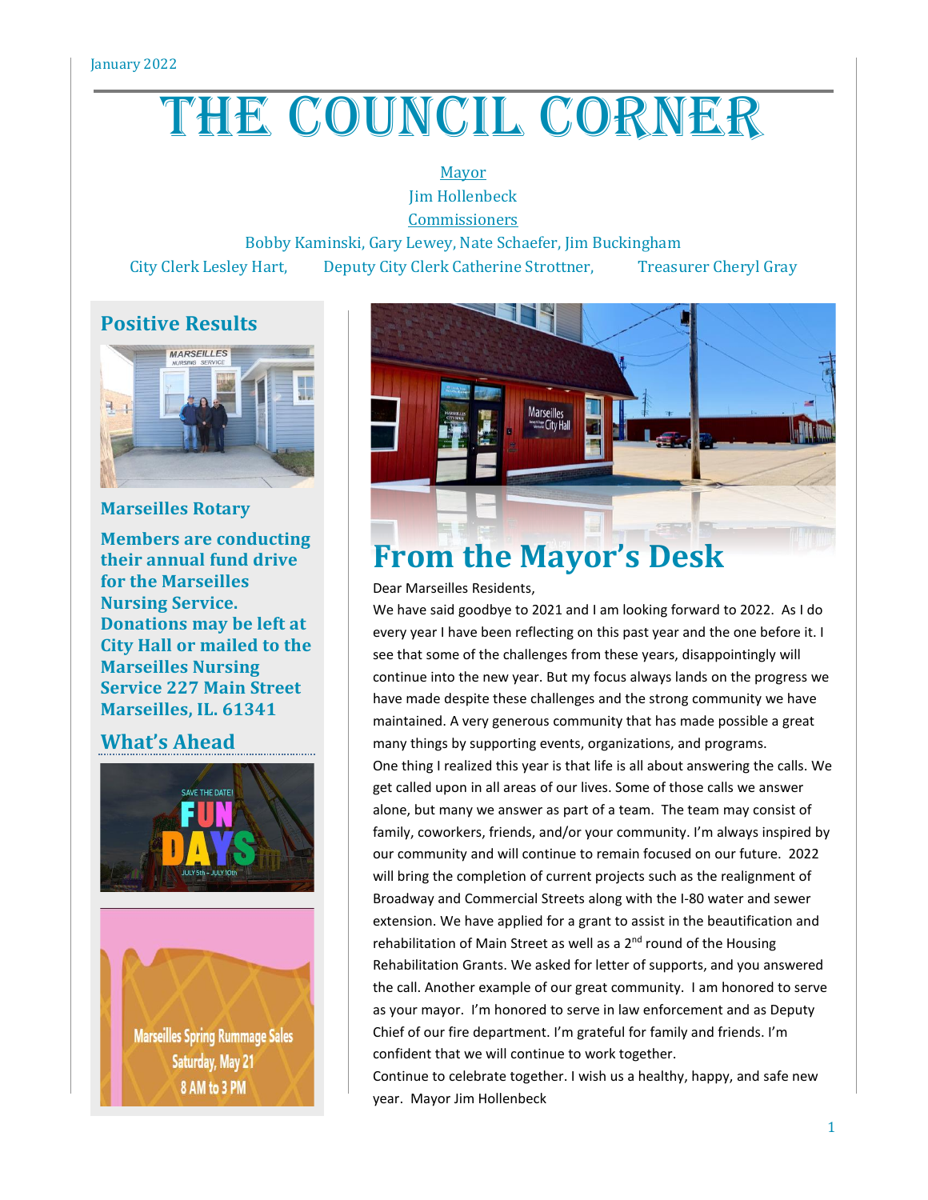January 2022

# The Council Corner

Mayor
Jim Hollenbeck
Commissioners
Bobby Kaminski, Gary Lewey, Nate Schaefer, Jim Buckingham
City Clerk Lesley Hart, Deputy City Clerk Catherine Strottner, Treasurer Cheryl Gray

## Positive Results

**Marseilles Rotary**

**Members are conducting their annual fund drive for the Marseilles Nursing Service. Donations may be left at City Hall or mailed to the Marseilles Nursing Service 227 Main Street Marseilles, IL. 61341**

## What's Ahead

SAVE THE DATE! FUN DAYS JULY 5th - JULY 10th

Marseilles Spring Rummage Sales
Saturday, May 21
8 AM to 3 PM

## From the Mayor's Desk

Dear Marseilles Residents,

We have said goodbye to 2021 and I am looking forward to 2022. As I do every year I have been reflecting on this past year and the one before it. I see that some of the challenges from these years, disappointingly will continue into the new year. But my focus always lands on the progress we have made despite these challenges and the strong community we have maintained. A very generous community that has made possible a great many things by supporting events, organizations, and programs.

One thing I realized this year is that life is all about answering the calls. We get called upon in all areas of our lives. Some of those calls we answer alone, but many we answer as part of a team. The team may consist of family, coworkers, friends, and/or your community. I'm always inspired by our community and will continue to remain focused on our future. 2022 will bring the completion of current projects such as the realignment of Broadway and Commercial Streets along with the I-80 water and sewer extension. We have applied for a grant to assist in the beautification and rehabilitation of Main Street as well as a 2nd round of the Housing Rehabilitation Grants. We asked for letter of supports, and you answered the call. Another example of our great community. I am honored to serve as your mayor. I'm honored to serve in law enforcement and as Deputy Chief of our fire department. I'm grateful for family and friends. I'm confident that we will continue to work together.

Continue to celebrate together. I wish us a healthy, happy, and safe new year. Mayor Jim Hollenbeck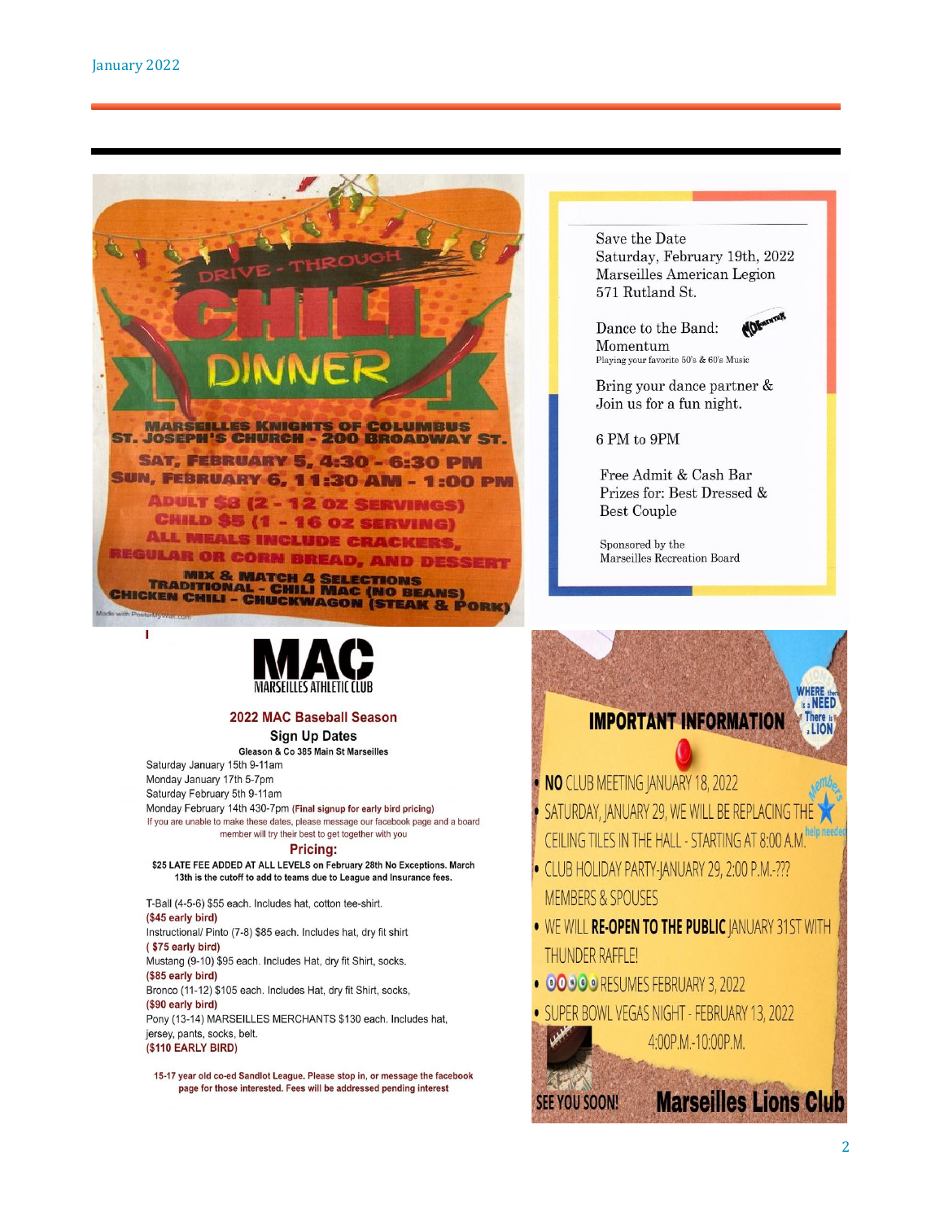# DRIVE-THROUGH CHILI DINNER

MARSEILLES KNIGHTS OF COLUMBUS
ST. JOSEPH'S CHURCH - 200 BROADWAY ST.

SAT, FEBRUARY 5, 4:30 - 6:30 PM
SUN, FEBRUARY 6, 11:30 AM - 1:00 PM

ADULT $8 (2 - 12 OZ SERVINGS)
CHILD $5 (1 - 16 OZ SERVING)
ALL MEALS INCLUDE CRACKERS, REGULAR OR CORN BREAD, AND DESSERT

MIX & MATCH 4 SELECTIONS
TRADITIONAL - CHILI MAC (NO BEANS)
CHICKEN CHILI - CHUCKWAGON (STEAK & PORK)

Made with PosterMyWall.com

---

Save the Date
Saturday, February 19th, 2022
Marseilles American Legion
571 Rutland St.

Dance to the Band:
Momentum
Playing your favorite 50's & 60's Music

Bring your dance partner &
Join us for a fun night.

6 PM to 9PM

Free Admit & Cash Bar
Prizes for: Best Dressed &
Best Couple

Sponsored by the
Marseilles Recreation Board

---

# MAC
MARSEILLES ATHLETIC CLUB

## 2022 MAC Baseball Season

### Sign Up Dates

Gleason & Co 385 Main St Marseilles

Saturday January 15th 9-11am
Monday January 17th 5-7pm
Saturday February 5th 9-11am
Monday February 14th 430-7pm **(Final signup for early bird pricing)**

If you are unable to make these dates, please message our facebook page and a board member will try their best to get together with you

### Pricing:

**$25 LATE FEE ADDED AT ALL LEVELS on February 28th No Exceptions. March 13th is the cutoff to add to teams due to League and Insurance fees.**

T-Ball (4-5-6) $55 each. Includes hat, cotton tee-shirt.
**($45 early bird)**
Instructional/ Pinto (7-8) $85 each. Includes hat, dry fit shirt
**( $75 early bird)**
Mustang (9-10) $95 each. Includes Hat, dry fit Shirt, socks.
**($85 early bird)**
Bronco (11-12) $105 each. Includes Hat, dry fit Shirt, socks,
**($90 early bird)**
Pony (13-14) MARSEILLES MERCHANTS $130 each. Includes hat, jersey, pants, socks, belt.
**($110 EARLY BIRD)**

**15-17 year old co-ed Sandlot League. Please stop in, or message the facebook page for those interested. Fees will be addressed pending interest**

---

# IMPORTANT INFORMATION

WHERE there is a NEED There is a LION

- **NO** CLUB MEETING JANUARY 18, 2022
- SATURDAY, JANUARY 29, WE WILL BE REPLACING THE CEILING TILES IN THE HALL - STARTING AT 8:00 A.M. Members help needed
- CLUB HOLIDAY PARTY-JANUARY 29, 2:00 P.M.-??? MEMBERS & SPOUSES
- WE WILL **RE-OPEN TO THE PUBLIC** JANUARY 31ST WITH THUNDER RAFFLE!
- BINGO RESUMES FEBRUARY 3, 2022
- SUPER BOWL VEGAS NIGHT - FEBRUARY 13, 2022 4:00P.M.-10:00P.M.

SEE YOU SOON!

**Marseilles Lions Club**